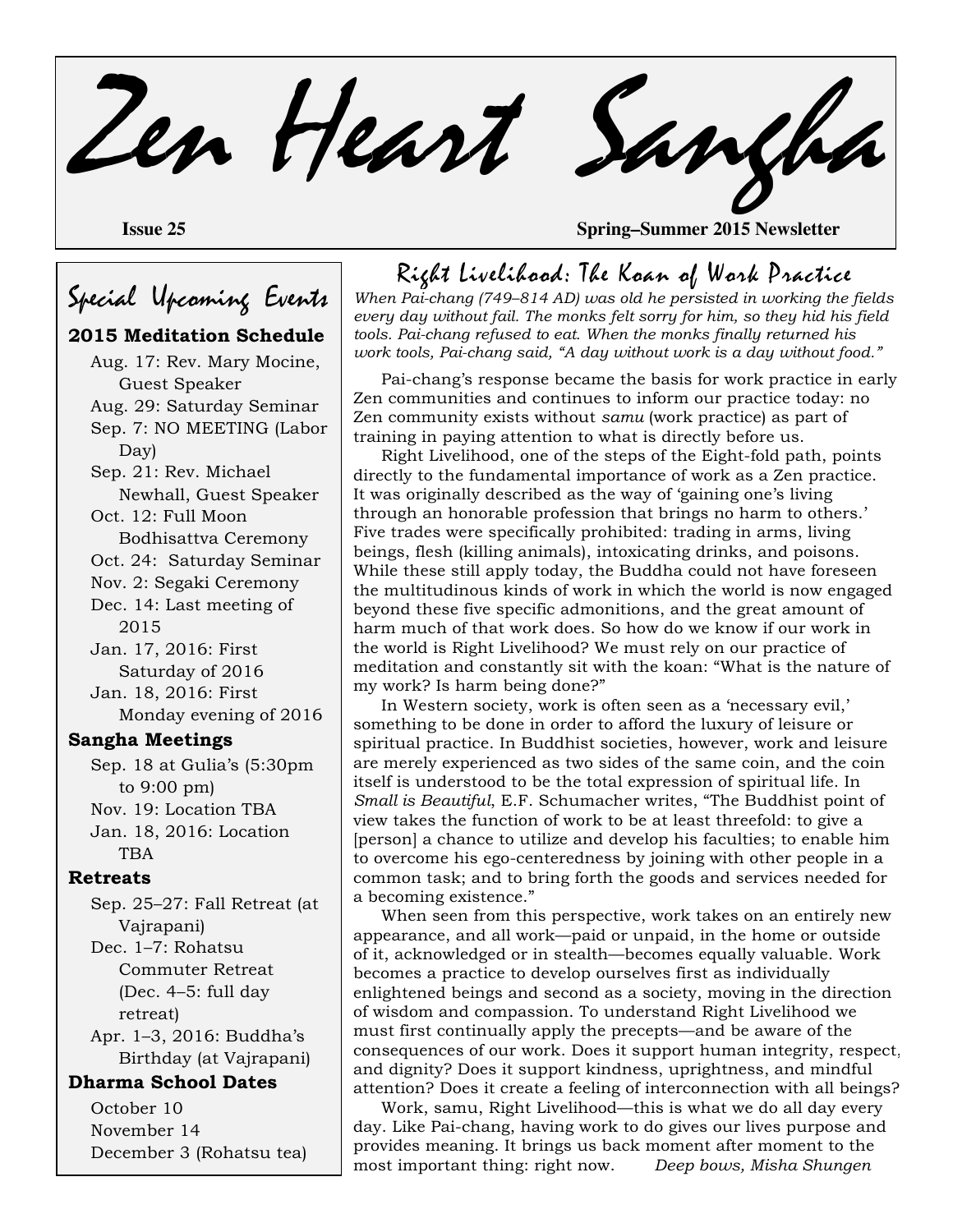# Zen Heart Sangha

**Issue 25** **Spring–Summer 2015 Newsletter**

## Special Upcoming Events

**2015 Meditation Schedule**

- Aug. 17: Rev. Mary Mocine, Guest Speaker
- Aug. 29: Saturday Seminar
- Sep. 7: NO MEETING (Labor Day)
- Sep. 21: Rev. Michael Newhall, Guest Speaker
- Oct. 12: Full Moon Bodhisattva Ceremony
- Oct. 24: Saturday Seminar
- Nov. 2: Segaki Ceremony
- Dec. 14: Last meeting of 2015
- Jan. 17, 2016: First Saturday of 2016
- Jan. 18, 2016: First Monday evening of 2016

**Sangha Meetings**

- Sep. 18 at Gulia's (5:30pm to 9:00 pm)
- Nov. 19: Location TBA
- Jan. 18, 2016: Location TBA

**Retreats**

- Sep. 25–27: Fall Retreat (at Vajrapani)
- Dec. 1–7: Rohatsu Commuter Retreat (Dec. 4–5: full day retreat)
- Apr. 1–3, 2016: Buddha's Birthday (at Vajrapani)

**Dharma School Dates**

- October 10
- November 14
- December 3 (Rohatsu tea)

## Right Livelihood: The Koan of Work Practice

*When Pai-chang (749–814 AD) was old he persisted in working the fields every day without fail. The monks felt sorry for him, so they hid his field tools. Pai-chang refused to eat. When the monks finally returned his work tools, Pai-chang said, "A day without work is a day without food."*

Pai-chang's response became the basis for work practice in early Zen communities and continues to inform our practice today: no Zen community exists without *samu* (work practice) as part of training in paying attention to what is directly before us.

Right Livelihood, one of the steps of the Eight-fold path, points directly to the fundamental importance of work as a Zen practice. It was originally described as the way of 'gaining one's living through an honorable profession that brings no harm to others.' Five trades were specifically prohibited: trading in arms, living beings, flesh (killing animals), intoxicating drinks, and poisons. While these still apply today, the Buddha could not have foreseen the multitudinous kinds of work in which the world is now engaged beyond these five specific admonitions, and the great amount of harm much of that work does. So how do we know if our work in the world is Right Livelihood? We must rely on our practice of meditation and constantly sit with the koan: "What is the nature of my work? Is harm being done?"

In Western society, work is often seen as a 'necessary evil,' something to be done in order to afford the luxury of leisure or spiritual practice. In Buddhist societies, however, work and leisure are merely experienced as two sides of the same coin, and the coin itself is understood to be the total expression of spiritual life. In *Small is Beautiful*, E.F. Schumacher writes, "The Buddhist point of view takes the function of work to be at least threefold: to give a [person] a chance to utilize and develop his faculties; to enable him to overcome his ego-centeredness by joining with other people in a common task; and to bring forth the goods and services needed for a becoming existence."

When seen from this perspective, work takes on an entirely new appearance, and all work—paid or unpaid, in the home or outside of it, acknowledged or in stealth—becomes equally valuable. Work becomes a practice to develop ourselves first as individually enlightened beings and second as a society, moving in the direction of wisdom and compassion. To understand Right Livelihood we must first continually apply the precepts—and be aware of the consequences of our work. Does it support human integrity, respect, and dignity? Does it support kindness, uprightness, and mindful attention? Does it create a feeling of interconnection with all beings?

Work, samu, Right Livelihood—this is what we do all day every day. Like Pai-chang, having work to do gives our lives purpose and provides meaning. It brings us back moment after moment to the most important thing: right now. *Deep bows, Misha Shungen*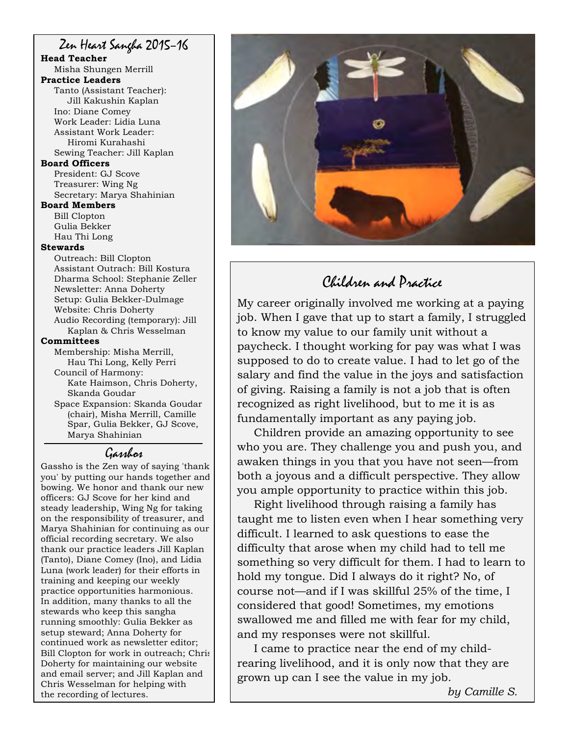## Zen Heart Sangha 2015-16

**Head Teacher**

Misha Shungen Merrill

**Practice Leaders**

Tanto (Assistant Teacher): Jill Kakushin Kaplan
Ino: Diane Comey
Work Leader: Lidia Luna
Assistant Work Leader: Hiromi Kurahashi
Sewing Teacher: Jill Kaplan

**Board Officers**

President: GJ Scove
Treasurer: Wing Ng
Secretary: Marya Shahinian

**Board Members**

Bill Clopton
Gulia Bekker
Hau Thi Long

**Stewards**

Outreach: Bill Clopton
Assistant Outrach: Bill Kostura
Dharma School: Stephanie Zeller
Newsletter: Anna Doherty
Setup: Gulia Bekker-Dulmage
Website: Chris Doherty
Audio Recording (temporary): Jill Kaplan & Chris Wesselman

**Committees**

Membership: Misha Merrill, Hau Thi Long, Kelly Perri
Council of Harmony: Kate Haimson, Chris Doherty, Skanda Goudar
Space Expansion: Skanda Goudar (chair), Misha Merrill, Camille Spar, Gulia Bekker, GJ Scove, Marya Shahinian

## Gasshos

Gassho is the Zen way of saying 'thank you' by putting our hands together and bowing. We honor and thank our new officers: GJ Scove for her kind and steady leadership, Wing Ng for taking on the responsibility of treasurer, and Marya Shahinian for continuing as our official recording secretary. We also thank our practice leaders Jill Kaplan (Tanto), Diane Comey (Ino), and Lidia Luna (work leader) for their efforts in training and keeping our weekly practice opportunities harmonious. In addition, many thanks to all the stewards who keep this sangha running smoothly: Gulia Bekker as setup steward; Anna Doherty for continued work as newsletter editor; Bill Clopton for work in outreach; Chris Doherty for maintaining our website and email server; and Jill Kaplan and Chris Wesselman for helping with the recording of lectures.

## Children and Practice

My career originally involved me working at a paying job. When I gave that up to start a family, I struggled to know my value to our family unit without a paycheck. I thought working for pay was what I was supposed to do to create value. I had to let go of the salary and find the value in the joys and satisfaction of giving. Raising a family is not a job that is often recognized as right livelihood, but to me it is as fundamentally important as any paying job.

Children provide an amazing opportunity to see who you are. They challenge you and push you, and awaken things in you that you have not seen—from both a joyous and a difficult perspective. They allow you ample opportunity to practice within this job.

Right livelihood through raising a family has taught me to listen even when I hear something very difficult. I learned to ask questions to ease the difficulty that arose when my child had to tell me something so very difficult for them. I had to learn to hold my tongue. Did I always do it right? No, of course not—and if I was skillful 25% of the time, I considered that good! Sometimes, my emotions swallowed me and filled me with fear for my child, and my responses were not skillful.

I came to practice near the end of my child-rearing livelihood, and it is only now that they are grown up can I see the value in my job.

*by Camille S.*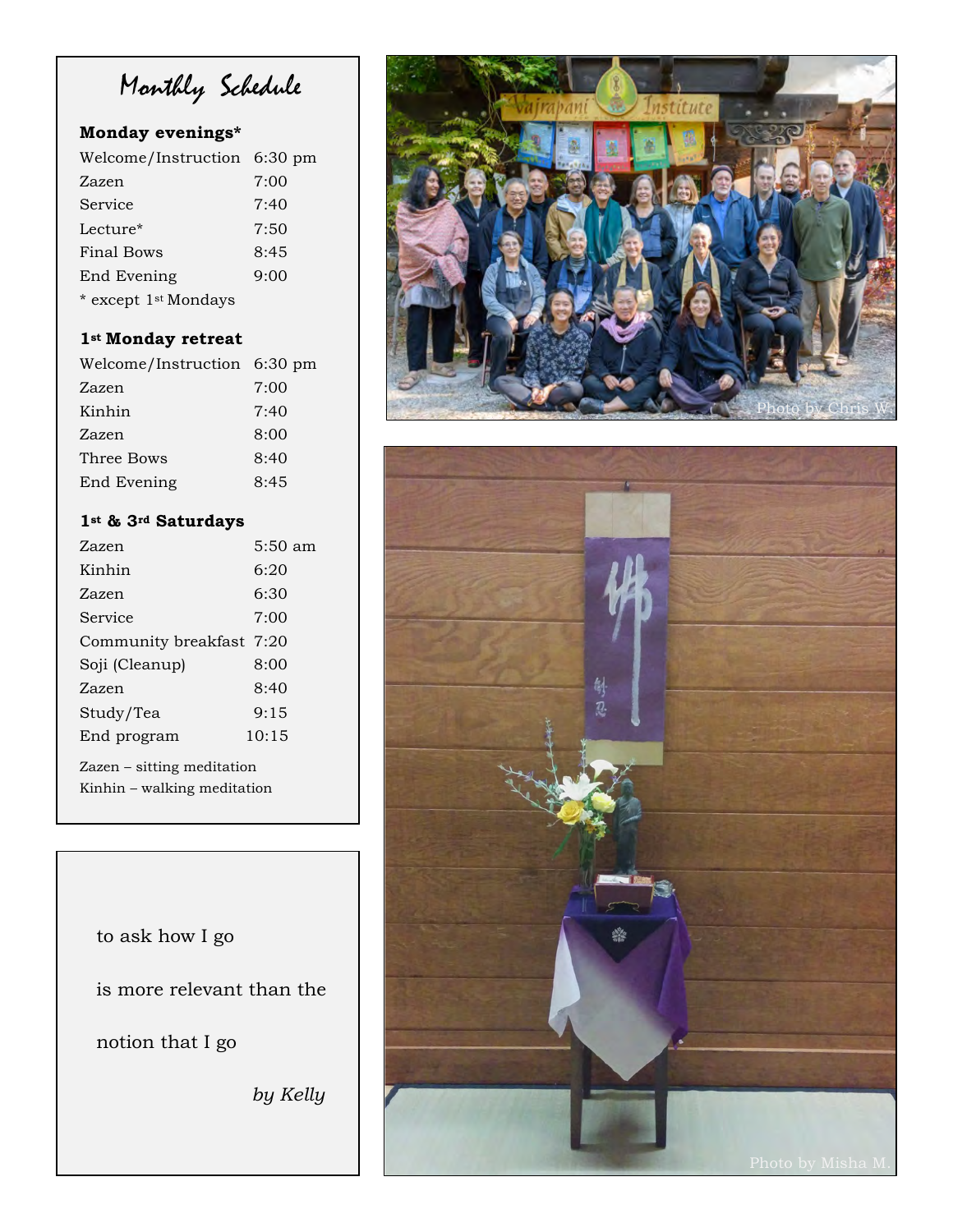# Monthly Schedule

**Monday evenings***

| | |
|---|---|
| Welcome/Instruction | 6:30 pm |
| Zazen | 7:00 |
| Service | 7:40 |
| Lecture* | 7:50 |
| Final Bows | 8:45 |
| End Evening | 9:00 |

* except 1st Mondays

**1st Monday retreat**

| | |
|---|---|
| Welcome/Instruction | 6:30 pm |
| Zazen | 7:00 |
| Kinhin | 7:40 |
| Zazen | 8:00 |
| Three Bows | 8:40 |
| End Evening | 8:45 |

**1st & 3rd Saturdays**

| | |
|---|---|
| Zazen | 5:50 am |
| Kinhin | 6:20 |
| Zazen | 6:30 |
| Service | 7:00 |
| Community breakfast | 7:20 |
| Soji (Cleanup) | 8:00 |
| Zazen | 8:40 |
| Study/Tea | 9:15 |
| End program | 10:15 |

Zazen – sitting meditation
Kinhin – walking meditation

to ask how I go

is more relevant than the

notion that I go

*by Kelly*

Photo by Chris W.

Photo by Misha M.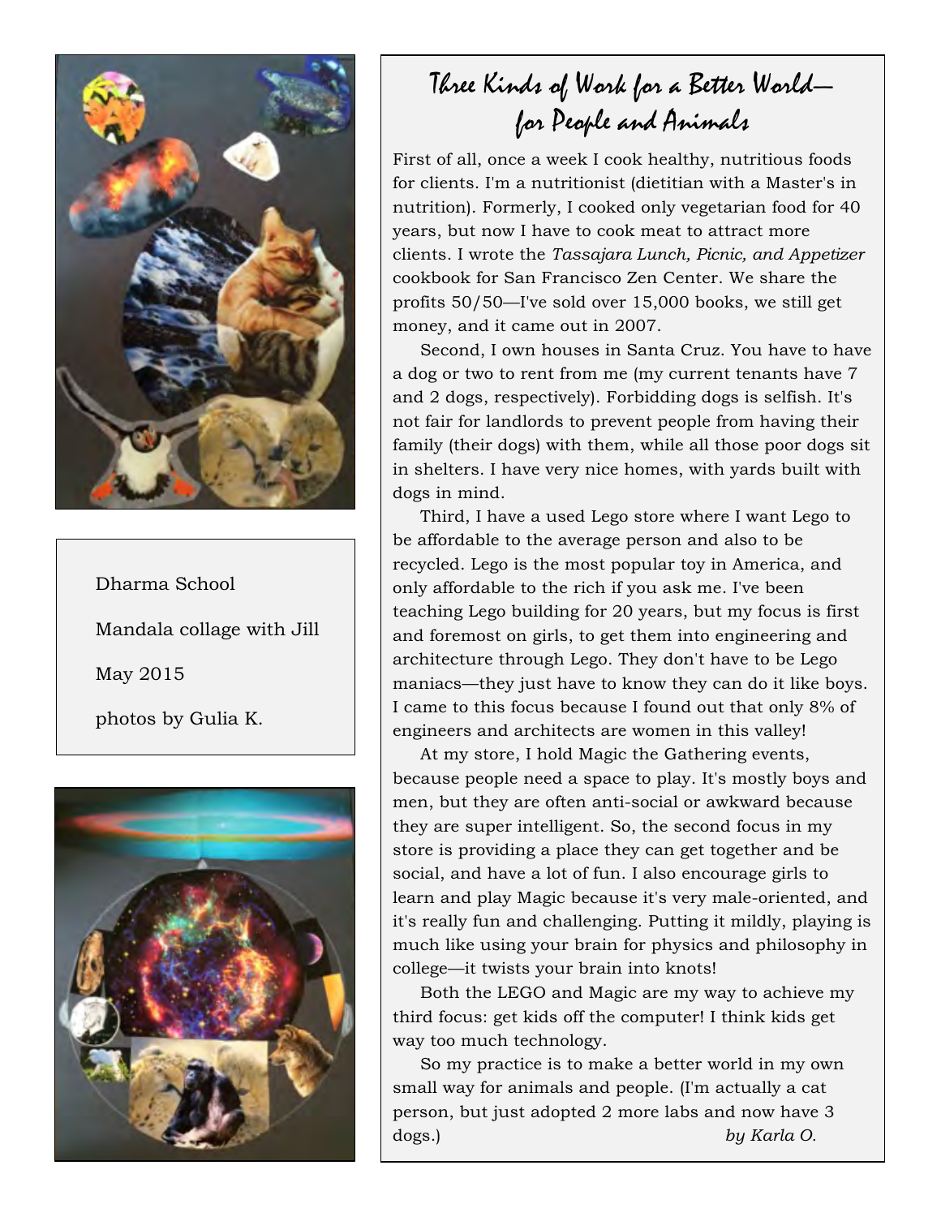Dharma School

Mandala collage with Jill

May 2015

photos by Gulia K.

# Three Kinds of Work for a Better World— for People and Animals

First of all, once a week I cook healthy, nutritious foods for clients. I'm a nutritionist (dietitian with a Master's in nutrition). Formerly, I cooked only vegetarian food for 40 years, but now I have to cook meat to attract more clients. I wrote the *Tassajara Lunch, Picnic, and Appetizer* cookbook for San Francisco Zen Center. We share the profits 50/50—I've sold over 15,000 books, we still get money, and it came out in 2007.

Second, I own houses in Santa Cruz. You have to have a dog or two to rent from me (my current tenants have 7 and 2 dogs, respectively). Forbidding dogs is selfish. It's not fair for landlords to prevent people from having their family (their dogs) with them, while all those poor dogs sit in shelters. I have very nice homes, with yards built with dogs in mind.

Third, I have a used Lego store where I want Lego to be affordable to the average person and also to be recycled. Lego is the most popular toy in America, and only affordable to the rich if you ask me. I've been teaching Lego building for 20 years, but my focus is first and foremost on girls, to get them into engineering and architecture through Lego. They don't have to be Lego maniacs—they just have to know they can do it like boys. I came to this focus because I found out that only 8% of engineers and architects are women in this valley!

At my store, I hold Magic the Gathering events, because people need a space to play. It's mostly boys and men, but they are often anti-social or awkward because they are super intelligent. So, the second focus in my store is providing a place they can get together and be social, and have a lot of fun. I also encourage girls to learn and play Magic because it's very male-oriented, and it's really fun and challenging. Putting it mildly, playing is much like using your brain for physics and philosophy in college—it twists your brain into knots!

Both the LEGO and Magic are my way to achieve my third focus: get kids off the computer! I think kids get way too much technology.

So my practice is to make a better world in my own small way for animals and people. (I'm actually a cat person, but just adopted 2 more labs and now have 3 dogs.)

*by Karla O.*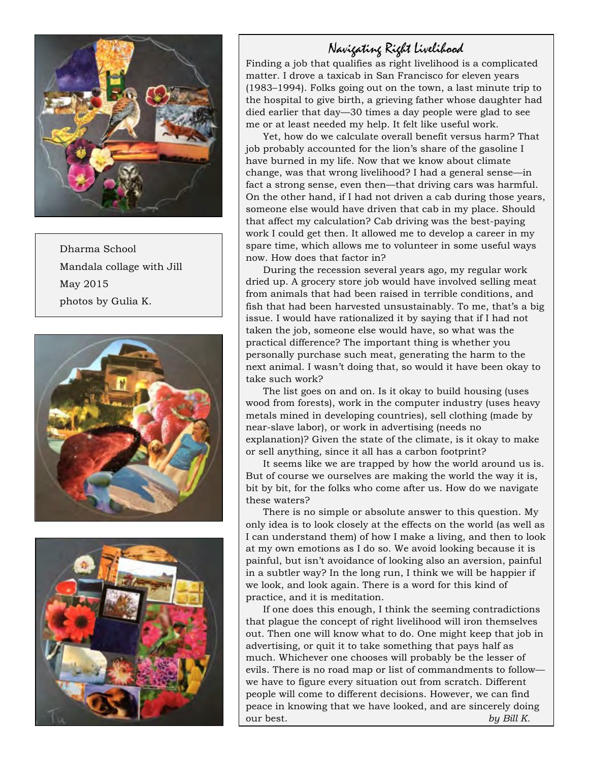Dharma School
Mandala collage with Jill
May 2015
photos by Gulia K.

## Navigating Right Livelihood

Finding a job that qualifies as right livelihood is a complicated matter. I drove a taxicab in San Francisco for eleven years (1983–1994). Folks going out on the town, a last minute trip to the hospital to give birth, a grieving father whose daughter had died earlier that day—30 times a day people were glad to see me or at least needed my help. It felt like useful work.

Yet, how do we calculate overall benefit versus harm? That job probably accounted for the lion's share of the gasoline I have burned in my life. Now that we know about climate change, was that wrong livelihood? I had a general sense—in fact a strong sense, even then—that driving cars was harmful. On the other hand, if I had not driven a cab during those years, someone else would have driven that cab in my place. Should that affect my calculation? Cab driving was the best-paying work I could get then. It allowed me to develop a career in my spare time, which allows me to volunteer in some useful ways now. How does that factor in?

During the recession several years ago, my regular work dried up. A grocery store job would have involved selling meat from animals that had been raised in terrible conditions, and fish that had been harvested unsustainably. To me, that's a big issue. I would have rationalized it by saying that if I had not taken the job, someone else would have, so what was the practical difference? The important thing is whether you personally purchase such meat, generating the harm to the next animal. I wasn't doing that, so would it have been okay to take such work?

The list goes on and on. Is it okay to build housing (uses wood from forests), work in the computer industry (uses heavy metals mined in developing countries), sell clothing (made by near-slave labor), or work in advertising (needs no explanation)? Given the state of the climate, is it okay to make or sell anything, since it all has a carbon footprint?

It seems like we are trapped by how the world around us is. But of course we ourselves are making the world the way it is, bit by bit, for the folks who come after us. How do we navigate these waters?

There is no simple or absolute answer to this question. My only idea is to look closely at the effects on the world (as well as I can understand them) of how I make a living, and then to look at my own emotions as I do so. We avoid looking because it is painful, but isn't avoidance of looking also an aversion, painful in a subtler way? In the long run, I think we will be happier if we look, and look again. There is a word for this kind of practice, and it is meditation.

If one does this enough, I think the seeming contradictions that plague the concept of right livelihood will iron themselves out. Then one will know what to do. One might keep that job in advertising, or quit it to take something that pays half as much. Whichever one chooses will probably be the lesser of evils. There is no road map or list of commandments to follow—we have to figure every situation out from scratch. Different people will come to different decisions. However, we can find peace in knowing that we have looked, and are sincerely doing our best.

*by Bill K.*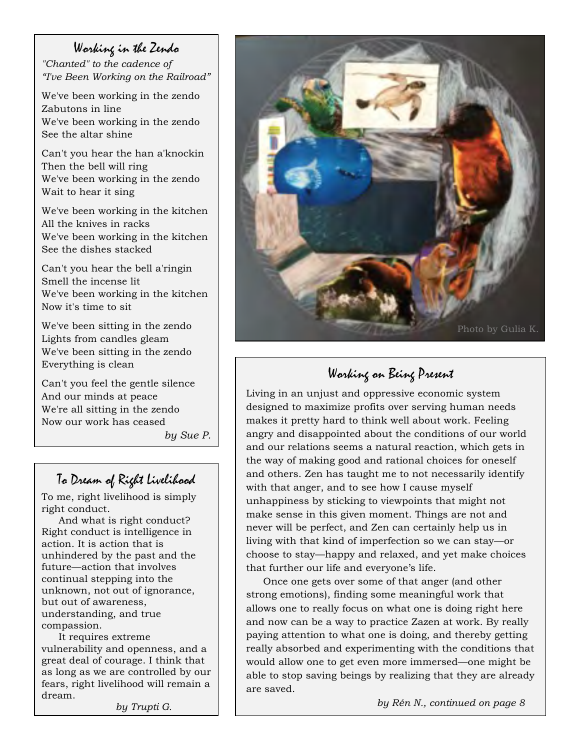## Working in the Zendo

*"Chanted" to the cadence of*
*"I've Been Working on the Railroad"*

We've been working in the zendo
Zabutons in line
We've been working in the zendo
See the altar shine

Can't you hear the han a'knockin
Then the bell will ring
We've been working in the zendo
Wait to hear it sing

We've been working in the kitchen
All the knives in racks
We've been working in the kitchen
See the dishes stacked

Can't you hear the bell a'ringin
Smell the incense lit
We've been working in the kitchen
Now it's time to sit

We've been sitting in the zendo
Lights from candles gleam
We've been sitting in the zendo
Everything is clean

Can't you feel the gentle silence
And our minds at peace
We're all sitting in the zendo
Now our work has ceased

*by Sue P.*

## To Dream of Right Livelihood

To me, right livelihood is simply right conduct.

And what is right conduct? Right conduct is intelligence in action. It is action that is unhindered by the past and the future—action that involves continual stepping into the unknown, not out of ignorance, but out of awareness, understanding, and true compassion.

It requires extreme vulnerability and openness, and a great deal of courage. I think that as long as we are controlled by our fears, right livelihood will remain a dream.

*by Trupti G.*

Photo by Gulia K.

## Working on Being Present

Living in an unjust and oppressive economic system designed to maximize profits over serving human needs makes it pretty hard to think well about work. Feeling angry and disappointed about the conditions of our world and our relations seems a natural reaction, which gets in the way of making good and rational choices for oneself and others. Zen has taught me to not necessarily identify with that anger, and to see how I cause myself unhappiness by sticking to viewpoints that might not make sense in this given moment. Things are not and never will be perfect, and Zen can certainly help us in living with that kind of imperfection so we can stay—or choose to stay—happy and relaxed, and yet make choices that further our life and everyone's life.

Once one gets over some of that anger (and other strong emotions), finding some meaningful work that allows one to really focus on what one is doing right here and now can be a way to practice Zazen at work. By really paying attention to what one is doing, and thereby getting really absorbed and experimenting with the conditions that would allow one to get even more immersed—one might be able to stop saving beings by realizing that they are already are saved.

*by Rén N., continued on page 8*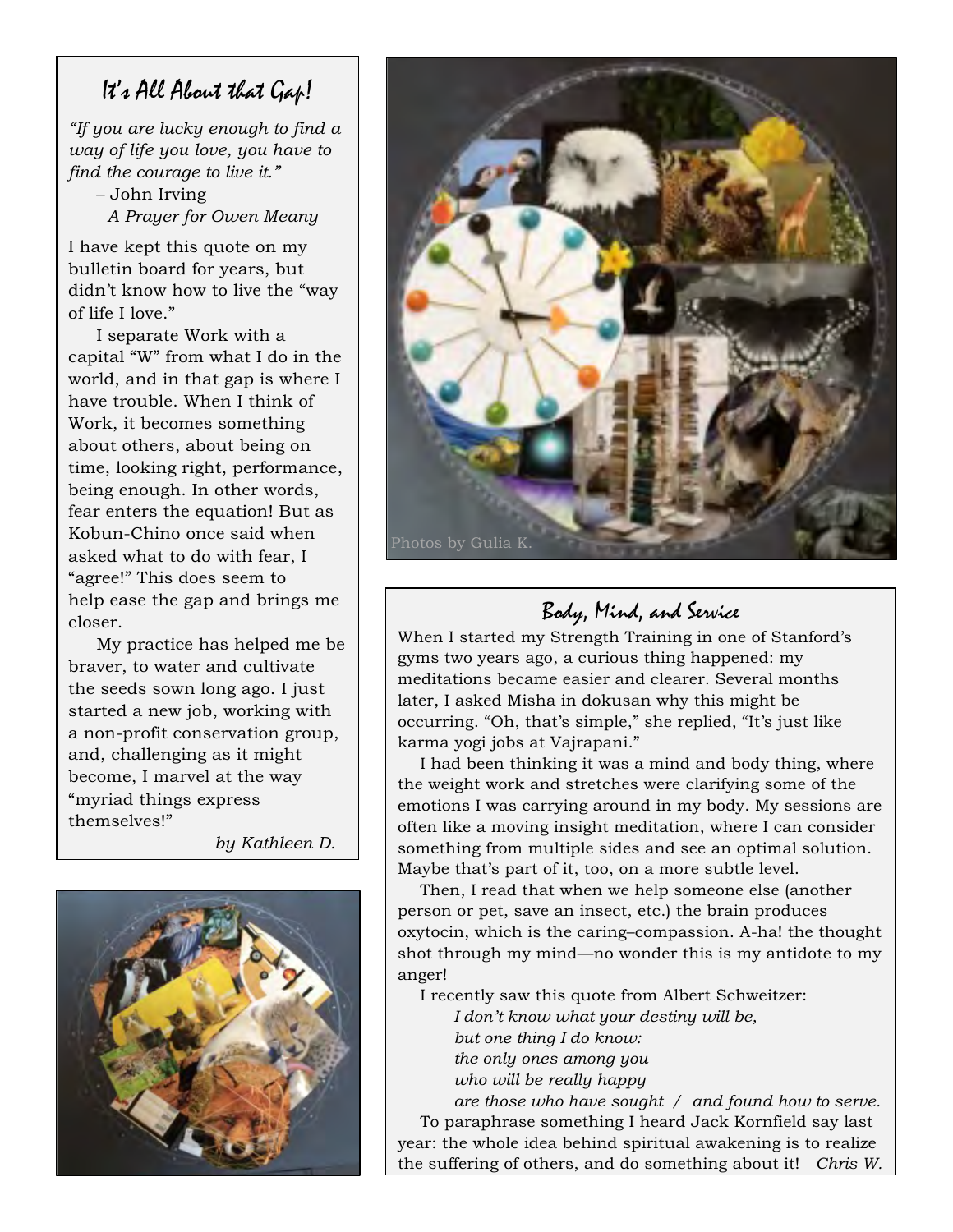## It's All About that Gap!

*"If you are lucky enough to find a way of life you love, you have to find the courage to live it."*
– John Irving
*A Prayer for Owen Meany*

I have kept this quote on my bulletin board for years, but didn't know how to live the "way of life I love."

I separate Work with a capital "W" from what I do in the world, and in that gap is where I have trouble. When I think of Work, it becomes something about others, about being on time, looking right, performance, being enough. In other words, fear enters the equation! But as Kobun-Chino once said when asked what to do with fear, I "agree!" This does seem to help ease the gap and brings me closer.

My practice has helped me be braver, to water and cultivate the seeds sown long ago. I just started a new job, working with a non-profit conservation group, and, challenging as it might become, I marvel at the way "myriad things express themselves!"

*by Kathleen D.*

Photos by Gulia K.

## Body, Mind, and Service

When I started my Strength Training in one of Stanford's gyms two years ago, a curious thing happened: my meditations became easier and clearer. Several months later, I asked Misha in dokusan why this might be occurring. "Oh, that's simple," she replied, "It's just like karma yogi jobs at Vajrapani."

I had been thinking it was a mind and body thing, where the weight work and stretches were clarifying some of the emotions I was carrying around in my body. My sessions are often like a moving insight meditation, where I can consider something from multiple sides and see an optimal solution. Maybe that's part of it, too, on a more subtle level.

Then, I read that when we help someone else (another person or pet, save an insect, etc.) the brain produces oxytocin, which is the caring–compassion. A-ha! the thought shot through my mind—no wonder this is my antidote to my anger!

I recently saw this quote from Albert Schweitzer:

*I don't know what your destiny will be,*
*but one thing I do know:*
*the only ones among you*
*who will be really happy*
*are those who have sought / and found how to serve.*

To paraphrase something I heard Jack Kornfield say last year: the whole idea behind spiritual awakening is to realize the suffering of others, and do something about it! *Chris W.*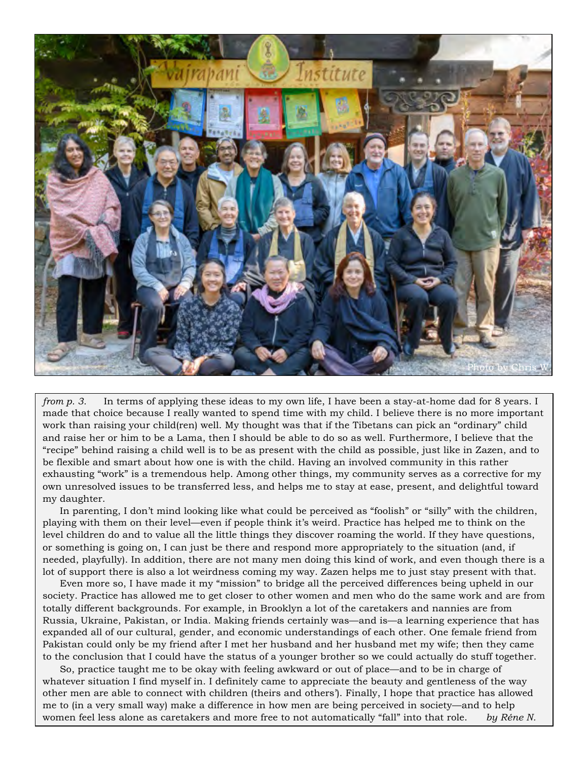Photo by Chris W

*from p. 3.* In terms of applying these ideas to my own life, I have been a stay-at-home dad for 8 years. I made that choice because I really wanted to spend time with my child. I believe there is no more important work than raising your child(ren) well. My thought was that if the Tibetans can pick an "ordinary" child and raise her or him to be a Lama, then I should be able to do so as well. Furthermore, I believe that the "recipe" behind raising a child well is to be as present with the child as possible, just like in Zazen, and to be flexible and smart about how one is with the child. Having an involved community in this rather exhausting "work" is a tremendous help. Among other things, my community serves as a corrective for my own unresolved issues to be transferred less, and helps me to stay at ease, present, and delightful toward my daughter.

In parenting, I don't mind looking like what could be perceived as "foolish" or "silly" with the children, playing with them on their level—even if people think it's weird. Practice has helped me to think on the level children do and to value all the little things they discover roaming the world. If they have questions, or something is going on, I can just be there and respond more appropriately to the situation (and, if needed, playfully). In addition, there are not many men doing this kind of work, and even though there is a lot of support there is also a lot weirdness coming my way. Zazen helps me to just stay present with that.

Even more so, I have made it my "mission" to bridge all the perceived differences being upheld in our society. Practice has allowed me to get closer to other women and men who do the same work and are from totally different backgrounds. For example, in Brooklyn a lot of the caretakers and nannies are from Russia, Ukraine, Pakistan, or India. Making friends certainly was—and is—a learning experience that has expanded all of our cultural, gender, and economic understandings of each other. One female friend from Pakistan could only be my friend after I met her husband and her husband met my wife; then they came to the conclusion that I could have the status of a younger brother so we could actually do stuff together.

So, practice taught me to be okay with feeling awkward or out of place—and to be in charge of whatever situation I find myself in. I definitely came to appreciate the beauty and gentleness of the way other men are able to connect with children (theirs and others'). Finally, I hope that practice has allowed me to (in a very small way) make a difference in how men are being perceived in society—and to help women feel less alone as caretakers and more free to not automatically "fall" into that role. *by Réne N.*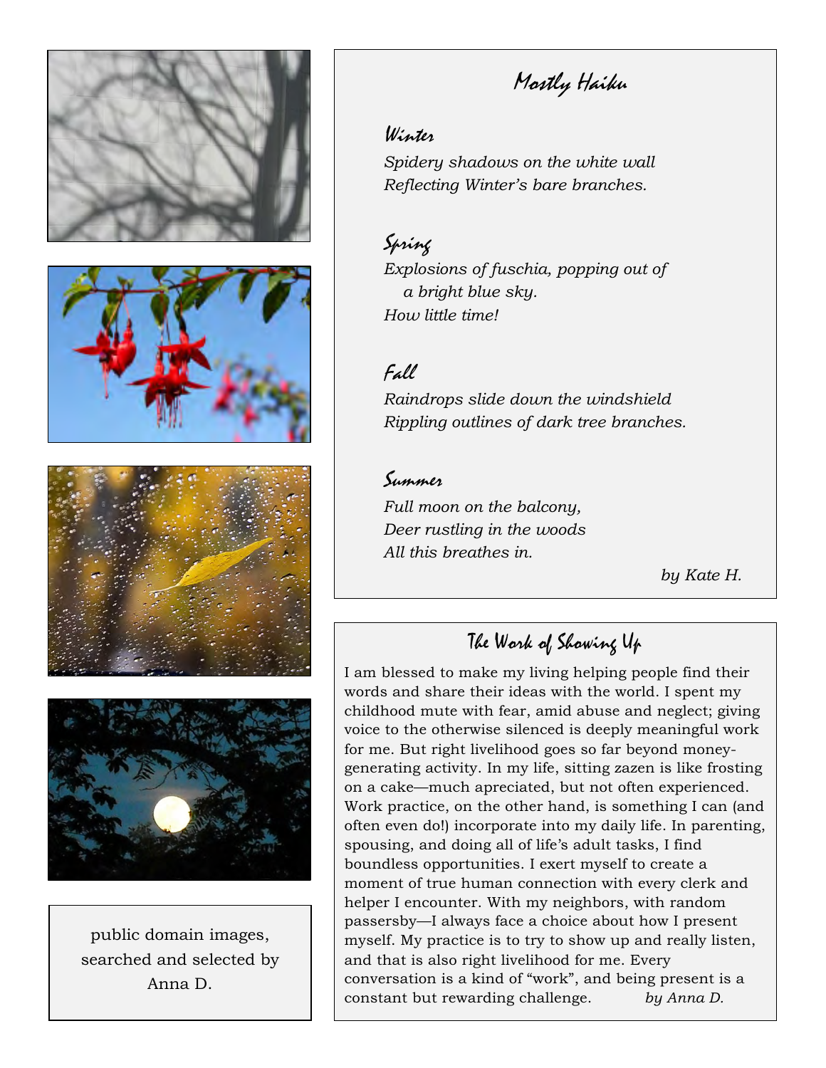## Mostly Haiku

### Winter

*Spidery shadows on the white wall*
*Reflecting Winter's bare branches.*

### Spring

*Explosions of fuschia, popping out of*
*a bright blue sky.*
*How little time!*

### Fall

*Raindrops slide down the windshield*
*Rippling outlines of dark tree branches.*

### Summer

*Full moon on the balcony,*
*Deer rustling in the woods*
*All this breathes in.*

*by Kate H.*

## The Work of Showing Up

I am blessed to make my living helping people find their words and share their ideas with the world. I spent my childhood mute with fear, amid abuse and neglect; giving voice to the otherwise silenced is deeply meaningful work for me. But right livelihood goes so far beyond money-generating activity. In my life, sitting zazen is like frosting on a cake—much apreciated, but not often experienced. Work practice, on the other hand, is something I can (and often even do!) incorporate into my daily life. In parenting, spousing, and doing all of life's adult tasks, I find boundless opportunities. I exert myself to create a moment of true human connection with every clerk and helper I encounter. With my neighbors, with random passersby—I always face a choice about how I present myself. My practice is to try to show up and really listen, and that is also right livelihood for me. Every conversation is a kind of "work", and being present is a constant but rewarding challenge. *by Anna D.*

public domain images, searched and selected by Anna D.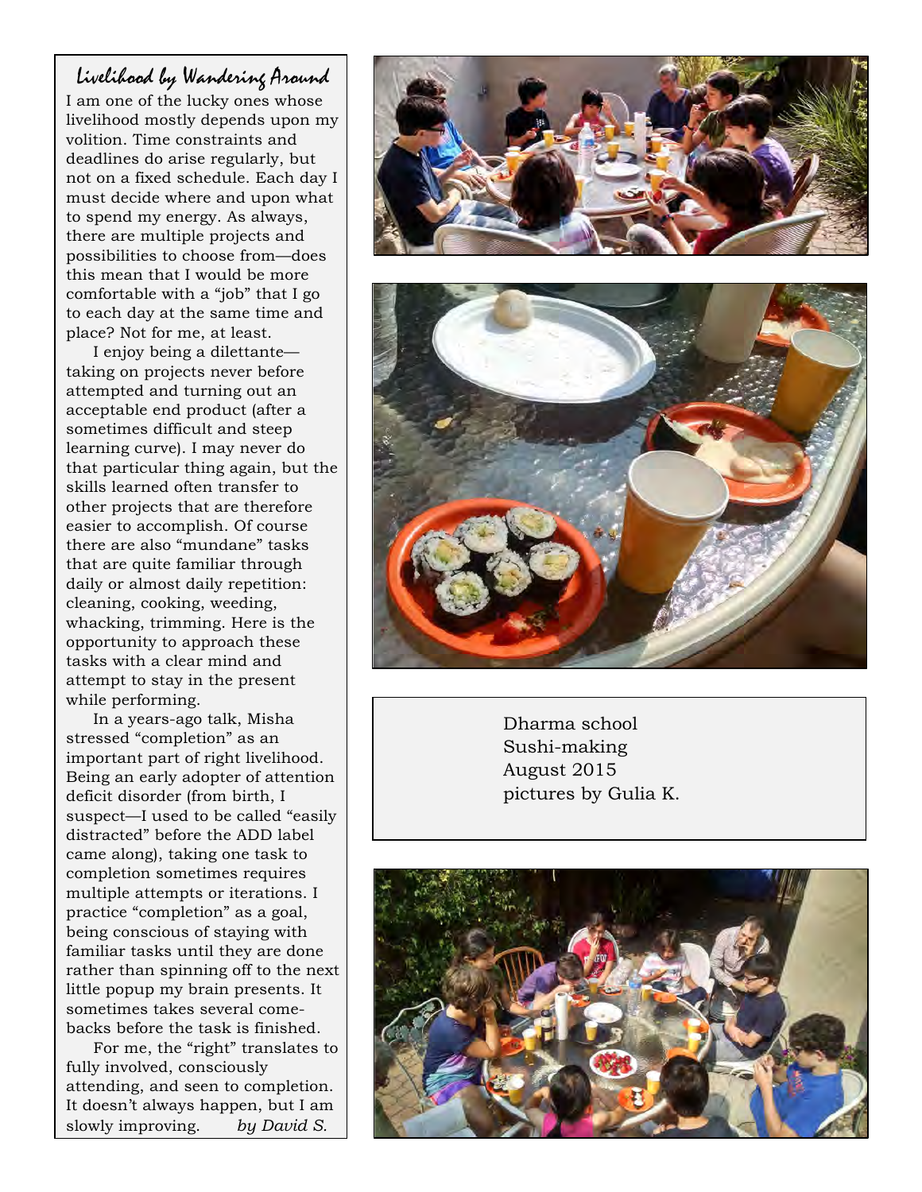## Livelihood by Wandering Around

I am one of the lucky ones whose livelihood mostly depends upon my volition. Time constraints and deadlines do arise regularly, but not on a fixed schedule. Each day I must decide where and upon what to spend my energy. As always, there are multiple projects and possibilities to choose from—does this mean that I would be more comfortable with a "job" that I go to each day at the same time and place? Not for me, at least.

I enjoy being a dilettante—taking on projects never before attempted and turning out an acceptable end product (after a sometimes difficult and steep learning curve). I may never do that particular thing again, but the skills learned often transfer to other projects that are therefore easier to accomplish. Of course there are also "mundane" tasks that are quite familiar through daily or almost daily repetition: cleaning, cooking, weeding, whacking, trimming. Here is the opportunity to approach these tasks with a clear mind and attempt to stay in the present while performing.

In a years-ago talk, Misha stressed "completion" as an important part of right livelihood. Being an early adopter of attention deficit disorder (from birth, I suspect—I used to be called "easily distracted" before the ADD label came along), taking one task to completion sometimes requires multiple attempts or iterations. I practice "completion" as a goal, being conscious of staying with familiar tasks until they are done rather than spinning off to the next little popup my brain presents. It sometimes takes several come-backs before the task is finished.

For me, the "right" translates to fully involved, consciously attending, and seen to completion. It doesn't always happen, but I am slowly improving. *by David S.*

Dharma school
Sushi-making
August 2015
pictures by Gulia K.